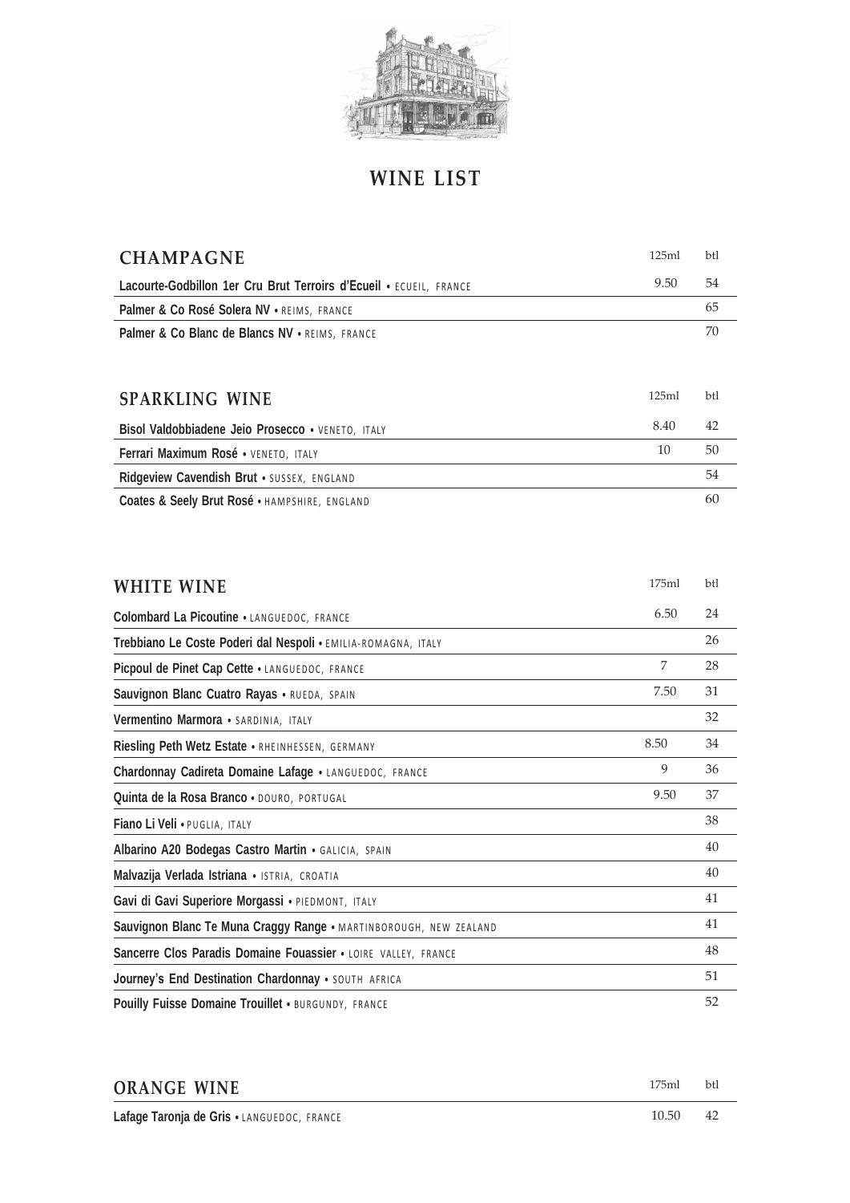# WINE LIST

## CHAMPAGNE

| CHAMPAGNE | 125ml | btl |
|---|---|---|
| **Lacourte-Godbillon 1er Cru Brut Terroirs d'Ecueil** • ECUEIL, FRANCE | 9.50 | 54 |
| **Palmer & Co Rosé Solera NV** • REIMS, FRANCE | | 65 |
| **Palmer & Co Blanc de Blancs NV** • REIMS, FRANCE | | 70 |

## SPARKLING WINE

| SPARKLING WINE | 125ml | btl |
|---|---|---|
| **Bisol Valdobbiadene Jeio Prosecco** • VENETO, ITALY | 8.40 | 42 |
| **Ferrari Maximum Rosé** • VENETO, ITALY | 10 | 50 |
| **Ridgeview Cavendish Brut** • SUSSEX, ENGLAND | | 54 |
| **Coates & Seely Brut Rosé** • HAMPSHIRE, ENGLAND | | 60 |

## WHITE WINE

| WHITE WINE | 175ml | btl |
|---|---|---|
| **Colombard La Picoutine** • LANGUEDOC, FRANCE | 6.50 | 24 |
| **Trebbiano Le Coste Poderi dal Nespoli** • EMILIA-ROMAGNA, ITALY | | 26 |
| **Picpoul de Pinet Cap Cette** • LANGUEDOC, FRANCE | 7 | 28 |
| **Sauvignon Blanc Cuatro Rayas** • RUEDA, SPAIN | 7.50 | 31 |
| **Vermentino Marmora** • SARDINIA, ITALY | | 32 |
| **Riesling Peth Wetz Estate** • RHEINHESSEN, GERMANY | 8.50 | 34 |
| **Chardonnay Cadireta Domaine Lafage** • LANGUEDOC, FRANCE | 9 | 36 |
| **Quinta de la Rosa Branco** • DOURO, PORTUGAL | 9.50 | 37 |
| **Fiano Li Veli** • PUGLIA, ITALY | | 38 |
| **Albarino A20 Bodegas Castro Martin** • GALICIA, SPAIN | | 40 |
| **Malvazija Verlada Istriana** • ISTRIA, CROATIA | | 40 |
| **Gavi di Gavi Superiore Morgassi** • PIEDMONT, ITALY | | 41 |
| **Sauvignon Blanc Te Muna Craggy Range** • MARTINBOROUGH, NEW ZEALAND | | 41 |
| **Sancerre Clos Paradis Domaine Fouassier** • LOIRE VALLEY, FRANCE | | 48 |
| **Journey's End Destination Chardonnay** • SOUTH AFRICA | | 51 |
| **Pouilly Fuisse Domaine Trouillet** • BURGUNDY, FRANCE | | 52 |

## ORANGE WINE

| ORANGE WINE | 175ml | btl |
|---|---|---|
| **Lafage Taronja de Gris** • LANGUEDOC, FRANCE | 10.50 | 42 |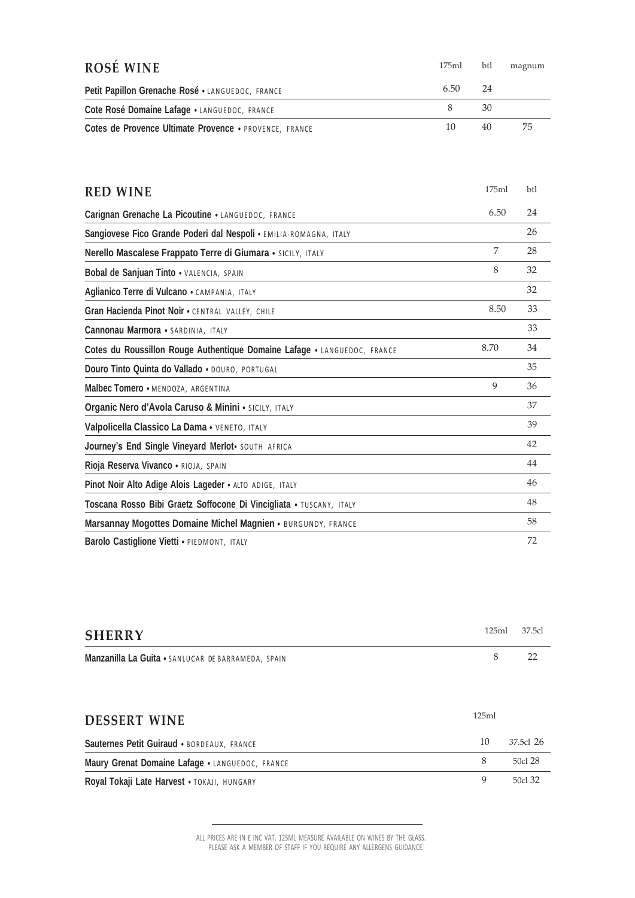## ROSÉ WINE

| | 175ml | btl | magnum |
|---|---|---|---|
| **Petit Papillon Grenache Rosé** • LANGUEDOC, FRANCE | 6.50 | 24 | |
| **Cote Rosé Domaine Lafage** • LANGUEDOC, FRANCE | 8 | 30 | |
| **Cotes de Provence Ultimate Provence** • PROVENCE, FRANCE | 10 | 40 | 75 |

## RED WINE

| | 175ml | btl |
|---|---|---|
| **Carignan Grenache La Picoutine** • LANGUEDOC, FRANCE | 6.50 | 24 |
| **Sangiovese Fico Grande Poderi dal Nespoli** • EMILIA-ROMAGNA, ITALY | | 26 |
| **Nerello Mascalese Frappato Terre di Giumara** • SICILY, ITALY | 7 | 28 |
| **Bobal de Sanjuan Tinto** • VALENCIA, SPAIN | 8 | 32 |
| **Aglianico Terre di Vulcano** • CAMPANIA, ITALY | | 32 |
| **Gran Hacienda Pinot Noir** • CENTRAL VALLEY, CHILE | 8.50 | 33 |
| **Cannonau Marmora** • SARDINIA, ITALY | | 33 |
| **Cotes du Roussillon Rouge Authentique Domaine Lafage** • LANGUEDOC, FRANCE | 8.70 | 34 |
| **Douro Tinto Quinta do Vallado** • DOURO, PORTUGAL | | 35 |
| **Malbec Tomero** • MENDOZA, ARGENTINA | 9 | 36 |
| **Organic Nero d'Avola Caruso & Minini** • SICILY, ITALY | | 37 |
| **Valpolicella Classico La Dama** • VENETO, ITALY | | 39 |
| **Journey's End Single Vineyard Merlot** • SOUTH AFRICA | | 42 |
| **Rioja Reserva Vivanco** • RIOJA, SPAIN | | 44 |
| **Pinot Noir Alto Adige Alois Lageder** • ALTO ADIGE, ITALY | | 46 |
| **Toscana Rosso Bibi Graetz Soffocone Di Vincigliata** • TUSCANY, ITALY | | 48 |
| **Marsannay Mogottes Domaine Michel Magnien** • BURGUNDY, FRANCE | | 58 |
| **Barolo Castiglione Vietti** • PIEDMONT, ITALY | | 72 |

## SHERRY

| | 125ml | 37.5cl |
|---|---|---|
| **Manzanilla La Guita** • SANLUCAR DE BARRAMEDA, SPAIN | 8 | 22 |

## DESSERT WINE

| | 125ml | |
|---|---|---|
| **Sauternes Petit Guiraud** • BORDEAUX, FRANCE | 10 | 37.5cl 26 |
| **Maury Grenat Domaine Lafage** • LANGUEDOC, FRANCE | 8 | 50cl 28 |
| **Royal Tokaji Late Harvest** • TOKAJI, HUNGARY | 9 | 50cl 32 |

ALL PRICES ARE IN £ INC VAT. 125ML MEASURE AVAILABLE ON WINES BY THE GLASS.
PLEASE ASK A MEMBER OF STAFF IF YOU REQUIRE ANY ALLERGENS GUIDANCE.